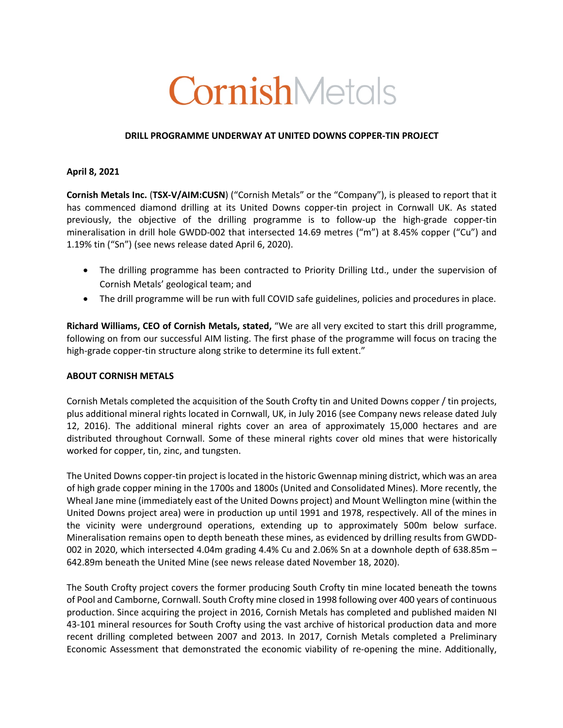# CornishMetals

**DRILL PROGRAMME UNDERWAY AT UNITED DOWNS COPPER-TIN PROJECT**

**April 8, 2021**

**Cornish Metals Inc.** (**TSX-V/AIM:CUSN**) ("Cornish Metals" or the "Company"), is pleased to report that it has commenced diamond drilling at its United Downs copper-tin project in Cornwall UK. As stated previously, the objective of the drilling programme is to follow-up the high-grade copper-tin mineralisation in drill hole GWDD-002 that intersected 14.69 metres ("m") at 8.45% copper ("Cu") and 1.19% tin ("Sn") (see news release dated April 6, 2020).

- The drilling programme has been contracted to Priority Drilling Ltd., under the supervision of Cornish Metals' geological team; and
- The drill programme will be run with full COVID safe guidelines, policies and procedures in place.

**Richard Williams, CEO of Cornish Metals, stated,** "We are all very excited to start this drill programme, following on from our successful AIM listing. The first phase of the programme will focus on tracing the high-grade copper-tin structure along strike to determine its full extent."

**ABOUT CORNISH METALS**

Cornish Metals completed the acquisition of the South Crofty tin and United Downs copper / tin projects, plus additional mineral rights located in Cornwall, UK, in July 2016 (see Company news release dated July 12, 2016). The additional mineral rights cover an area of approximately 15,000 hectares and are distributed throughout Cornwall. Some of these mineral rights cover old mines that were historically worked for copper, tin, zinc, and tungsten.

The United Downs copper-tin project is located in the historic Gwennap mining district, which was an area of high grade copper mining in the 1700s and 1800s (United and Consolidated Mines). More recently, the Wheal Jane mine (immediately east of the United Downs project) and Mount Wellington mine (within the United Downs project area) were in production up until 1991 and 1978, respectively. All of the mines in the vicinity were underground operations, extending up to approximately 500m below surface. Mineralisation remains open to depth beneath these mines, as evidenced by drilling results from GWDD-002 in 2020, which intersected 4.04m grading 4.4% Cu and 2.06% Sn at a downhole depth of 638.85m – 642.89m beneath the United Mine (see news release dated November 18, 2020).

The South Crofty project covers the former producing South Crofty tin mine located beneath the towns of Pool and Camborne, Cornwall. South Crofty mine closed in 1998 following over 400 years of continuous production. Since acquiring the project in 2016, Cornish Metals has completed and published maiden NI 43-101 mineral resources for South Crofty using the vast archive of historical production data and more recent drilling completed between 2007 and 2013. In 2017, Cornish Metals completed a Preliminary Economic Assessment that demonstrated the economic viability of re-opening the mine. Additionally,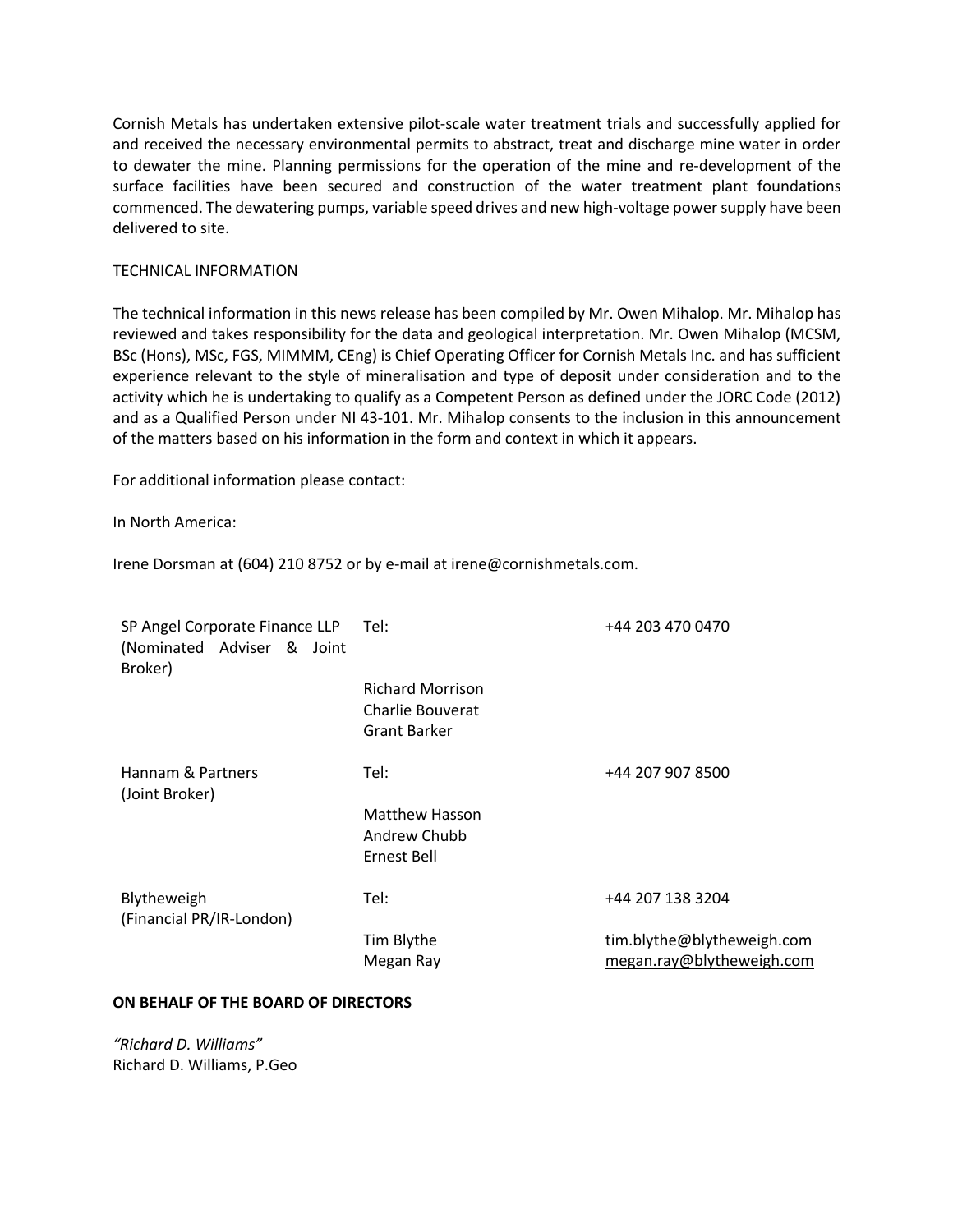Cornish Metals has undertaken extensive pilot-scale water treatment trials and successfully applied for and received the necessary environmental permits to abstract, treat and discharge mine water in order to dewater the mine. Planning permissions for the operation of the mine and re-development of the surface facilities have been secured and construction of the water treatment plant foundations commenced. The dewatering pumps, variable speed drives and new high-voltage power supply have been delivered to site.

TECHNICAL INFORMATION

The technical information in this news release has been compiled by Mr. Owen Mihalop. Mr. Mihalop has reviewed and takes responsibility for the data and geological interpretation. Mr. Owen Mihalop (MCSM, BSc (Hons), MSc, FGS, MIMMM, CEng) is Chief Operating Officer for Cornish Metals Inc. and has sufficient experience relevant to the style of mineralisation and type of deposit under consideration and to the activity which he is undertaking to qualify as a Competent Person as defined under the JORC Code (2012) and as a Qualified Person under NI 43-101. Mr. Mihalop consents to the inclusion in this announcement of the matters based on his information in the form and context in which it appears.

For additional information please contact:

In North America:

Irene Dorsman at (604) 210 8752 or by e-mail at irene@cornishmetals.com.

| | | |
|---|---|---|
| SP Angel Corporate Finance LLP (Nominated Adviser & Joint Broker) | Tel: | +44 203 470 0470 |
| | Richard Morrison<br>Charlie Bouverat<br>Grant Barker | |
| Hannam & Partners (Joint Broker) | Tel: | +44 207 907 8500 |
| | Matthew Hasson<br>Andrew Chubb<br>Ernest Bell | |
| Blytheweigh (Financial PR/IR-London) | Tel: | +44 207 138 3204 |
| | Tim Blythe<br>Megan Ray | tim.blythe@blytheweigh.com<br>megan.ray@blytheweigh.com |

**ON BEHALF OF THE BOARD OF DIRECTORS**

*"Richard D. Williams"*
Richard D. Williams, P.Geo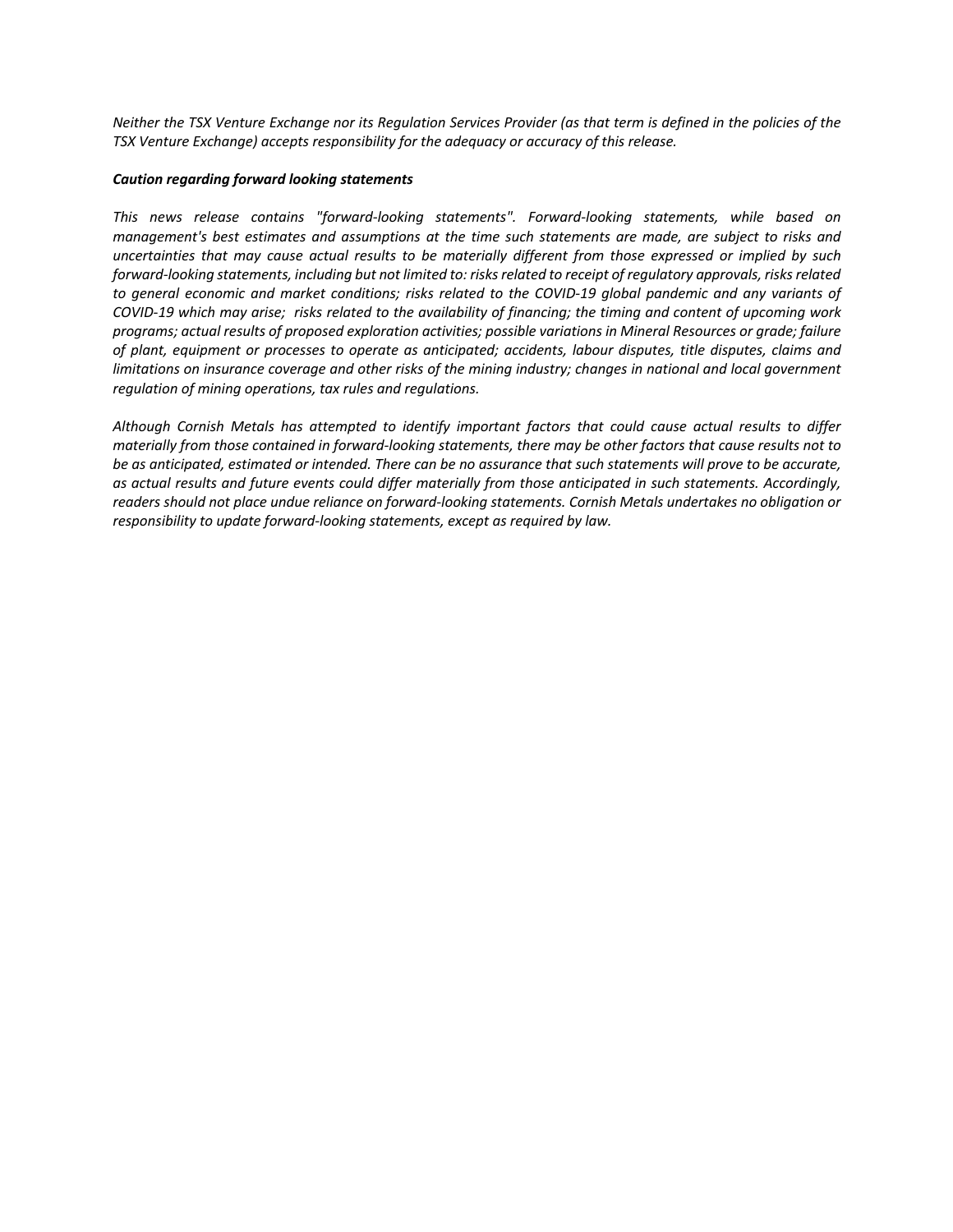*Neither the TSX Venture Exchange nor its Regulation Services Provider (as that term is defined in the policies of the TSX Venture Exchange) accepts responsibility for the adequacy or accuracy of this release.*

***Caution regarding forward looking statements***

*This news release contains "forward-looking statements". Forward-looking statements, while based on management's best estimates and assumptions at the time such statements are made, are subject to risks and uncertainties that may cause actual results to be materially different from those expressed or implied by such forward-looking statements, including but not limited to: risks related to receipt of regulatory approvals, risks related to general economic and market conditions; risks related to the COVID-19 global pandemic and any variants of COVID-19 which may arise; risks related to the availability of financing; the timing and content of upcoming work programs; actual results of proposed exploration activities; possible variations in Mineral Resources or grade; failure of plant, equipment or processes to operate as anticipated; accidents, labour disputes, title disputes, claims and limitations on insurance coverage and other risks of the mining industry; changes in national and local government regulation of mining operations, tax rules and regulations.*

*Although Cornish Metals has attempted to identify important factors that could cause actual results to differ materially from those contained in forward-looking statements, there may be other factors that cause results not to be as anticipated, estimated or intended. There can be no assurance that such statements will prove to be accurate, as actual results and future events could differ materially from those anticipated in such statements. Accordingly, readers should not place undue reliance on forward-looking statements. Cornish Metals undertakes no obligation or responsibility to update forward-looking statements, except as required by law.*